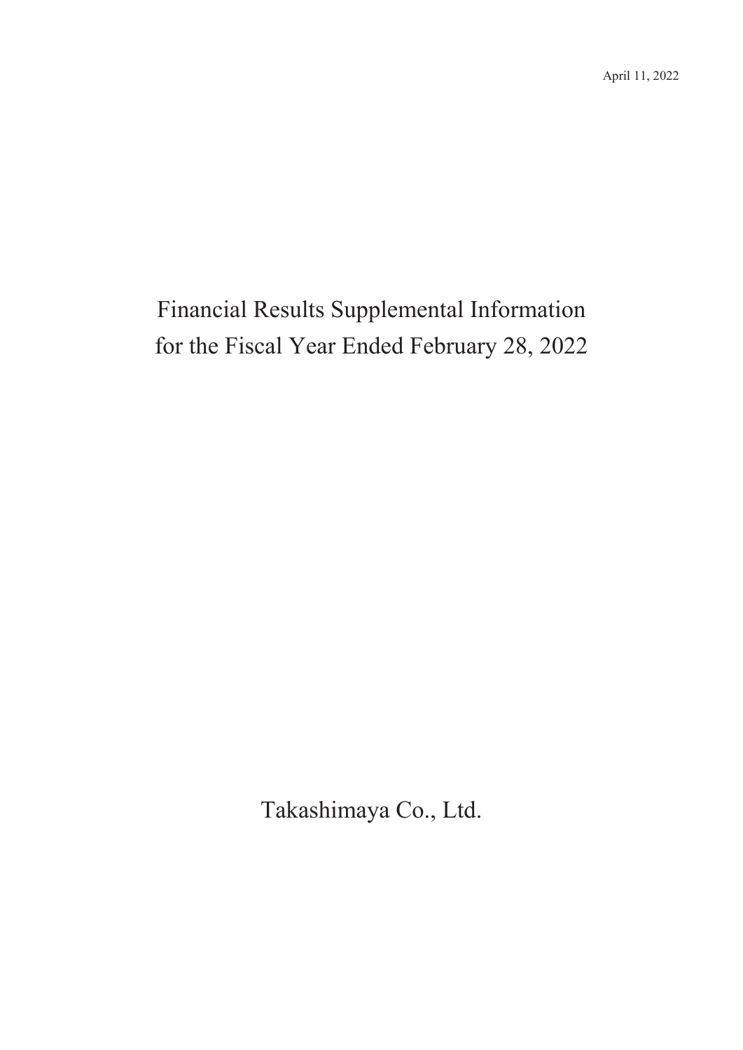April 11, 2022

# Financial Results Supplemental Information for the Fiscal Year Ended February 28, 2022

Takashimaya Co., Ltd.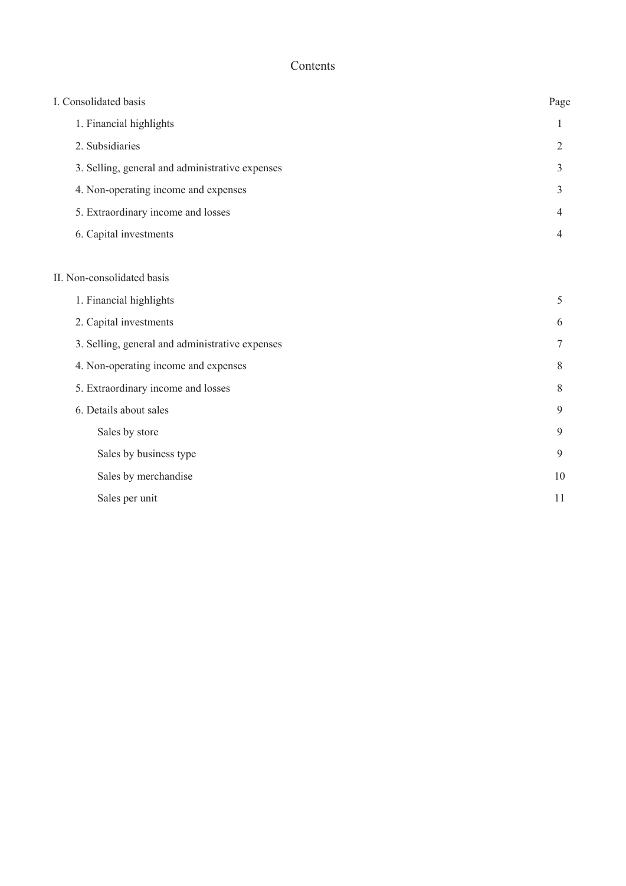# Contents

| I. Consolidated basis | Page |
|---|---|
| 1. Financial highlights | 1 |
| 2. Subsidiaries | 2 |
| 3. Selling, general and administrative expenses | 3 |
| 4. Non-operating income and expenses | 3 |
| 5. Extraordinary income and losses | 4 |
| 6. Capital investments | 4 |
| | |
| II. Non-consolidated basis | |
| 1. Financial highlights | 5 |
| 2. Capital investments | 6 |
| 3. Selling, general and administrative expenses | 7 |
| 4. Non-operating income and expenses | 8 |
| 5. Extraordinary income and losses | 8 |
| 6. Details about sales | 9 |
| Sales by store | 9 |
| Sales by business type | 9 |
| Sales by merchandise | 10 |
| Sales per unit | 11 |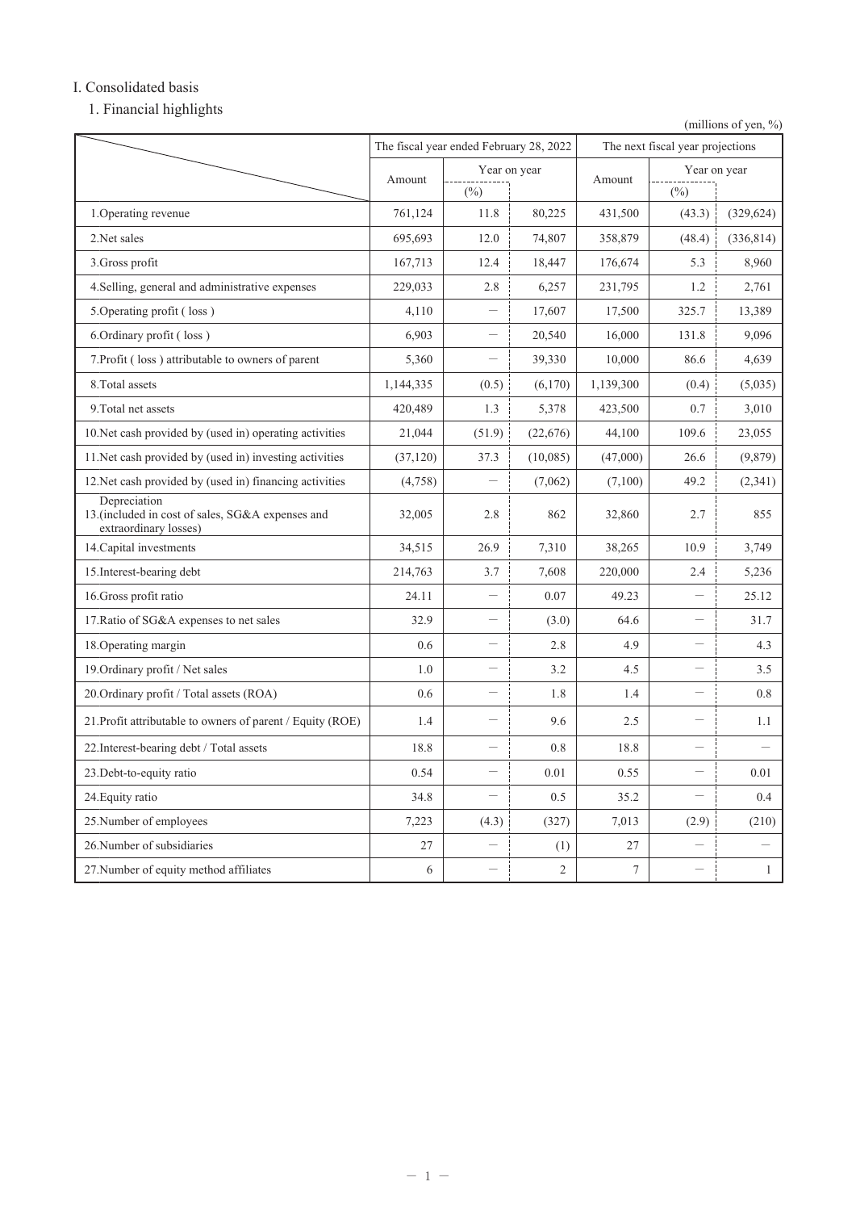# I. Consolidated basis

## 1. Financial highlights

(millions of yen, %)

| | The fiscal year ended February 28, 2022 | | | The next fiscal year projections | | |
|---|---|---|---|---|---|---|
| | Amount | Year on year (%) | | Amount | Year on year (%) | |
| 1.Operating revenue | 761,124 | 11.8 | 80,225 | 431,500 | (43.3) | (329,624) |
| 2.Net sales | 695,693 | 12.0 | 74,807 | 358,879 | (48.4) | (336,814) |
| 3.Gross profit | 167,713 | 12.4 | 18,447 | 176,674 | 5.3 | 8,960 |
| 4.Selling, general and administrative expenses | 229,033 | 2.8 | 6,257 | 231,795 | 1.2 | 2,761 |
| 5.Operating profit ( loss ) | 4,110 | — | 17,607 | 17,500 | 325.7 | 13,389 |
| 6.Ordinary profit ( loss ) | 6,903 | — | 20,540 | 16,000 | 131.8 | 9,096 |
| 7.Profit ( loss ) attributable to owners of parent | 5,360 | — | 39,330 | 10,000 | 86.6 | 4,639 |
| 8.Total assets | 1,144,335 | (0.5) | (6,170) | 1,139,300 | (0.4) | (5,035) |
| 9.Total net assets | 420,489 | 1.3 | 5,378 | 423,500 | 0.7 | 3,010 |
| 10.Net cash provided by (used in) operating activities | 21,044 | (51.9) | (22,676) | 44,100 | 109.6 | 23,055 |
| 11.Net cash provided by (used in) investing activities | (37,120) | 37.3 | (10,085) | (47,000) | 26.6 | (9,879) |
| 12.Net cash provided by (used in) financing activities | (4,758) | — | (7,062) | (7,100) | 49.2 | (2,341) |
| 13.Depreciation (included in cost of sales, SG&A expenses and extraordinary losses) | 32,005 | 2.8 | 862 | 32,860 | 2.7 | 855 |
| 14.Capital investments | 34,515 | 26.9 | 7,310 | 38,265 | 10.9 | 3,749 |
| 15.Interest-bearing debt | 214,763 | 3.7 | 7,608 | 220,000 | 2.4 | 5,236 |
| 16.Gross profit ratio | 24.11 | — | 0.07 | 49.23 | — | 25.12 |
| 17.Ratio of SG&A expenses to net sales | 32.9 | — | (3.0) | 64.6 | — | 31.7 |
| 18.Operating margin | 0.6 | — | 2.8 | 4.9 | — | 4.3 |
| 19.Ordinary profit / Net sales | 1.0 | — | 3.2 | 4.5 | — | 3.5 |
| 20.Ordinary profit / Total assets (ROA) | 0.6 | — | 1.8 | 1.4 | — | 0.8 |
| 21.Profit attributable to owners of parent / Equity (ROE) | 1.4 | — | 9.6 | 2.5 | — | 1.1 |
| 22.Interest-bearing debt / Total assets | 18.8 | — | 0.8 | 18.8 | — | — |
| 23.Debt-to-equity ratio | 0.54 | — | 0.01 | 0.55 | — | 0.01 |
| 24.Equity ratio | 34.8 | — | 0.5 | 35.2 | — | 0.4 |
| 25.Number of employees | 7,223 | (4.3) | (327) | 7,013 | (2.9) | (210) |
| 26.Number of subsidiaries | 27 | — | (1) | 27 | — | — |
| 27.Number of equity method affiliates | 6 | — | 2 | 7 | — | 1 |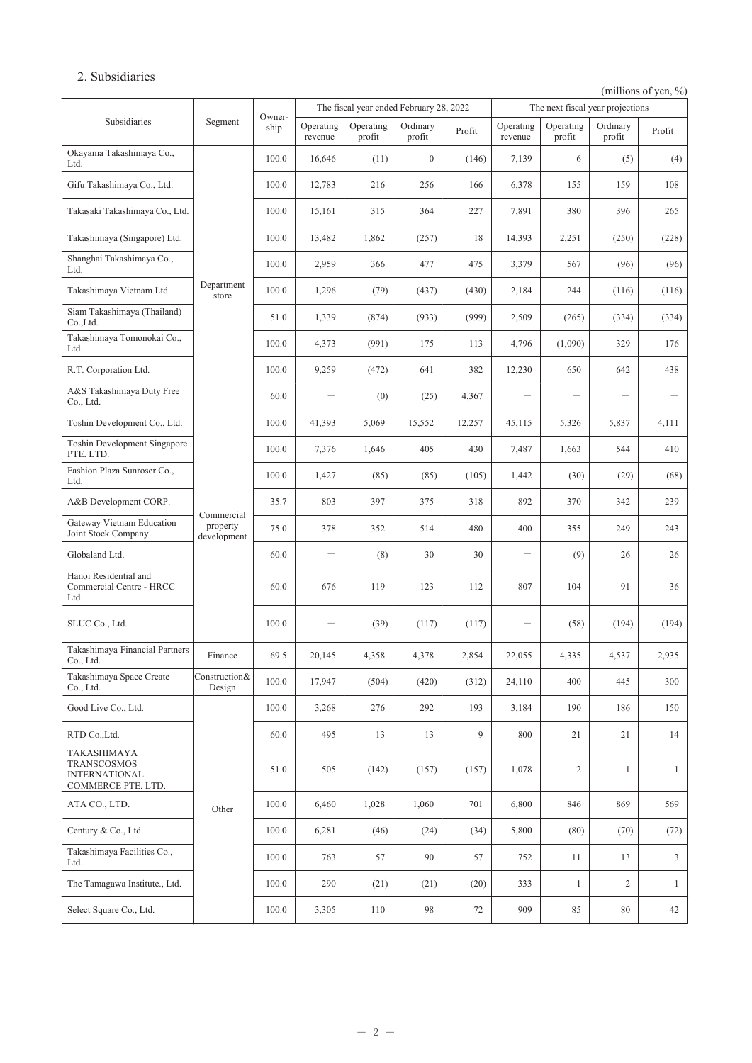## 2. Subsidiaries

(millions of yen, %)

| Subsidiaries | Segment | Ownership | The fiscal year ended February 28, 2022 | | | | The next fiscal year projections | | | |
|---|---|---|---|---|---|---|---|---|---|---|
| | | | Operating revenue | Operating profit | Ordinary profit | Profit | Operating revenue | Operating profit | Ordinary profit | Profit |
| Okayama Takashimaya Co., Ltd. | Department store | 100.0 | 16,646 | (11) | 0 | (146) | 7,139 | 6 | (5) | (4) |
| Gifu Takashimaya Co., Ltd. | | 100.0 | 12,783 | 216 | 256 | 166 | 6,378 | 155 | 159 | 108 |
| Takasaki Takashimaya Co., Ltd. | | 100.0 | 15,161 | 315 | 364 | 227 | 7,891 | 380 | 396 | 265 |
| Takashimaya (Singapore) Ltd. | | 100.0 | 13,482 | 1,862 | (257) | 18 | 14,393 | 2,251 | (250) | (228) |
| Shanghai Takashimaya Co., Ltd. | | 100.0 | 2,959 | 366 | 477 | 475 | 3,379 | 567 | (96) | (96) |
| Takashimaya Vietnam Ltd. | | 100.0 | 1,296 | (79) | (437) | (430) | 2,184 | 244 | (116) | (116) |
| Siam Takashimaya (Thailand) Co.,Ltd. | | 51.0 | 1,339 | (874) | (933) | (999) | 2,509 | (265) | (334) | (334) |
| Takashimaya Tomonokai Co., Ltd. | | 100.0 | 4,373 | (991) | 175 | 113 | 4,796 | (1,090) | 329 | 176 |
| R.T. Corporation Ltd. | | 100.0 | 9,259 | (472) | 641 | 382 | 12,230 | 650 | 642 | 438 |
| A&S Takashimaya Duty Free Co., Ltd. | | 60.0 | － | (0) | (25) | 4,367 | － | － | － | － |
| Toshin Development Co., Ltd. | Commercial property development | 100.0 | 41,393 | 5,069 | 15,552 | 12,257 | 45,115 | 5,326 | 5,837 | 4,111 |
| Toshin Development Singapore PTE. LTD. | | 100.0 | 7,376 | 1,646 | 405 | 430 | 7,487 | 1,663 | 544 | 410 |
| Fashion Plaza Sunroser Co., Ltd. | | 100.0 | 1,427 | (85) | (85) | (105) | 1,442 | (30) | (29) | (68) |
| A&B Development CORP. | | 35.7 | 803 | 397 | 375 | 318 | 892 | 370 | 342 | 239 |
| Gateway Vietnam Education Joint Stock Company | | 75.0 | 378 | 352 | 514 | 480 | 400 | 355 | 249 | 243 |
| Globaland Ltd. | | 60.0 | － | (8) | 30 | 30 | － | (9) | 26 | 26 |
| Hanoi Residential and Commercial Centre - HRCC Ltd. | | 60.0 | 676 | 119 | 123 | 112 | 807 | 104 | 91 | 36 |
| SLUC Co., Ltd. | | 100.0 | － | (39) | (117) | (117) | － | (58) | (194) | (194) |
| Takashimaya Financial Partners Co., Ltd. | Finance | 69.5 | 20,145 | 4,358 | 4,378 | 2,854 | 22,055 | 4,335 | 4,537 | 2,935 |
| Takashimaya Space Create Co., Ltd. | Construction& Design | 100.0 | 17,947 | (504) | (420) | (312) | 24,110 | 400 | 445 | 300 |
| Good Live Co., Ltd. | Other | 100.0 | 3,268 | 276 | 292 | 193 | 3,184 | 190 | 186 | 150 |
| RTD Co.,Ltd. | | 60.0 | 495 | 13 | 13 | 9 | 800 | 21 | 21 | 14 |
| TAKASHIMAYA TRANSCOSMOS INTERNATIONAL COMMERCE PTE. LTD. | | 51.0 | 505 | (142) | (157) | (157) | 1,078 | 2 | 1 | 1 |
| ATA CO., LTD. | | 100.0 | 6,460 | 1,028 | 1,060 | 701 | 6,800 | 846 | 869 | 569 |
| Century & Co., Ltd. | | 100.0 | 6,281 | (46) | (24) | (34) | 5,800 | (80) | (70) | (72) |
| Takashimaya Facilities Co., Ltd. | | 100.0 | 763 | 57 | 90 | 57 | 752 | 11 | 13 | 3 |
| The Tamagawa Institute., Ltd. | | 100.0 | 290 | (21) | (21) | (20) | 333 | 1 | 2 | 1 |
| Select Square Co., Ltd. | | 100.0 | 3,305 | 110 | 98 | 72 | 909 | 85 | 80 | 42 |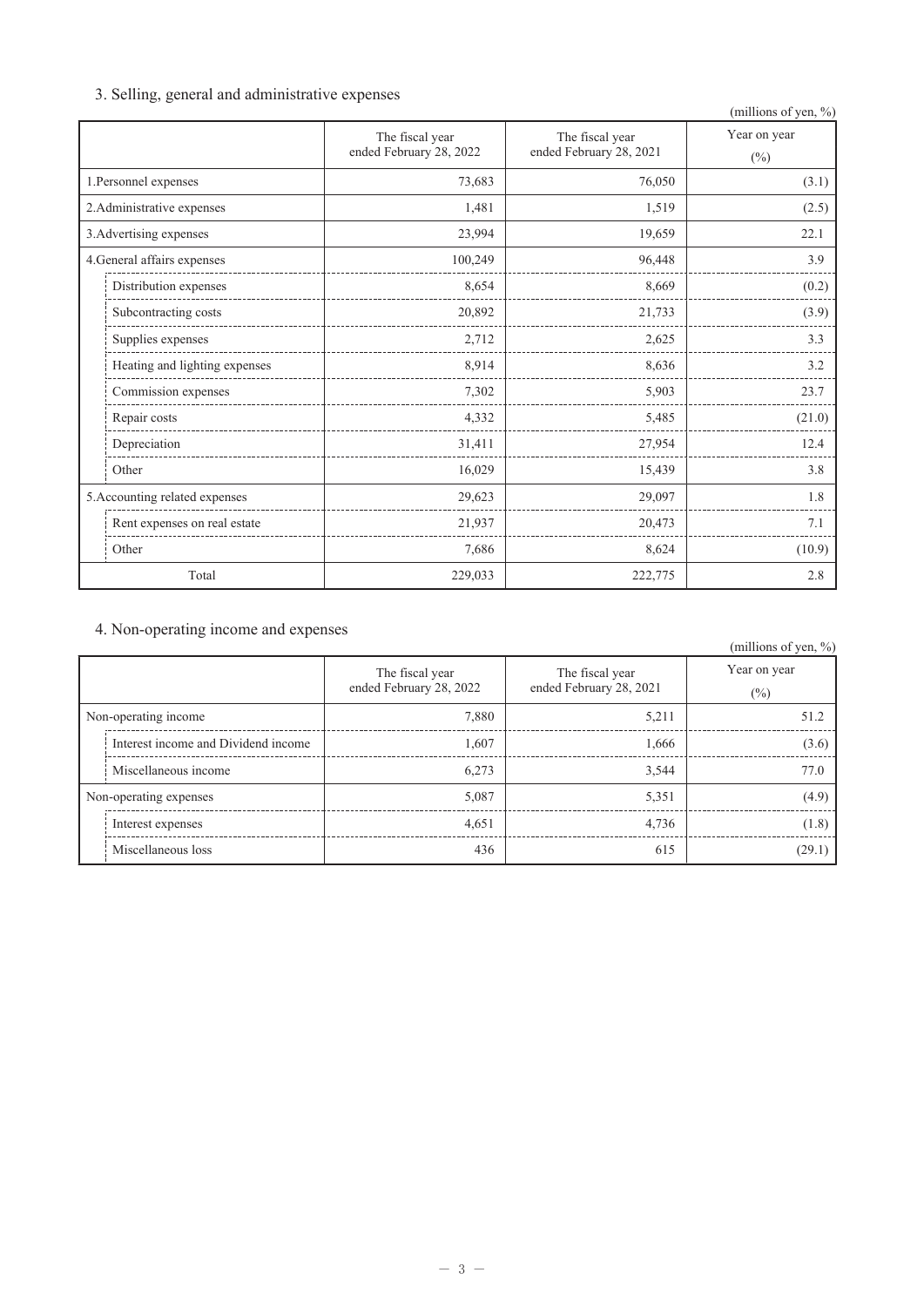## 3. Selling, general and administrative expenses

(millions of yen, %)

| | The fiscal year ended February 28, 2022 | The fiscal year ended February 28, 2021 | Year on year (%) |
|---|---|---|---|
| 1.Personnel expenses | 73,683 | 76,050 | (3.1) |
| 2.Administrative expenses | 1,481 | 1,519 | (2.5) |
| 3.Advertising expenses | 23,994 | 19,659 | 22.1 |
| 4.General affairs expenses | 100,249 | 96,448 | 3.9 |
| Distribution expenses | 8,654 | 8,669 | (0.2) |
| Subcontracting costs | 20,892 | 21,733 | (3.9) |
| Supplies expenses | 2,712 | 2,625 | 3.3 |
| Heating and lighting expenses | 8,914 | 8,636 | 3.2 |
| Commission expenses | 7,302 | 5,903 | 23.7 |
| Repair costs | 4,332 | 5,485 | (21.0) |
| Depreciation | 31,411 | 27,954 | 12.4 |
| Other | 16,029 | 15,439 | 3.8 |
| 5.Accounting related expenses | 29,623 | 29,097 | 1.8 |
| Rent expenses on real estate | 21,937 | 20,473 | 7.1 |
| Other | 7,686 | 8,624 | (10.9) |
| Total | 229,033 | 222,775 | 2.8 |

## 4. Non-operating income and expenses

(millions of yen, %)

| | The fiscal year ended February 28, 2022 | The fiscal year ended February 28, 2021 | Year on year (%) |
|---|---|---|---|
| Non-operating income | 7,880 | 5,211 | 51.2 |
| Interest income and Dividend income | 1,607 | 1,666 | (3.6) |
| Miscellaneous income | 6,273 | 3,544 | 77.0 |
| Non-operating expenses | 5,087 | 5,351 | (4.9) |
| Interest expenses | 4,651 | 4,736 | (1.8) |
| Miscellaneous loss | 436 | 615 | (29.1) |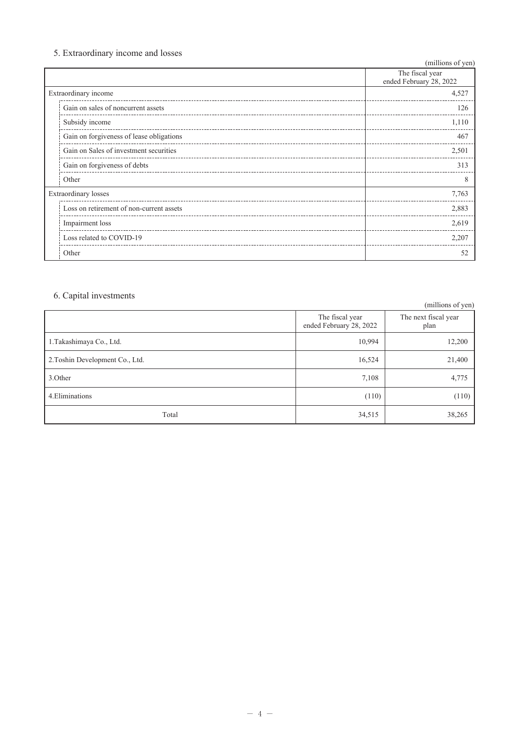## 5. Extraordinary income and losses

(millions of yen)

| | The fiscal year ended February 28, 2022 |
|---|---|
| Extraordinary income | 4,527 |
| Gain on sales of noncurrent assets | 126 |
| Subsidy income | 1,110 |
| Gain on forgiveness of lease obligations | 467 |
| Gain on Sales of investment securities | 2,501 |
| Gain on forgiveness of debts | 313 |
| Other | 8 |
| Extraordinary losses | 7,763 |
| Loss on retirement of non-current assets | 2,883 |
| Impairment loss | 2,619 |
| Loss related to COVID-19 | 2,207 |
| Other | 52 |

## 6. Capital investments

(millions of yen)

| | The fiscal year ended February 28, 2022 | The next fiscal year plan |
|---|---|---|
| 1.Takashimaya Co., Ltd. | 10,994 | 12,200 |
| 2.Toshin Development Co., Ltd. | 16,524 | 21,400 |
| 3.Other | 7,108 | 4,775 |
| 4.Eliminations | (110) | (110) |
| Total | 34,515 | 38,265 |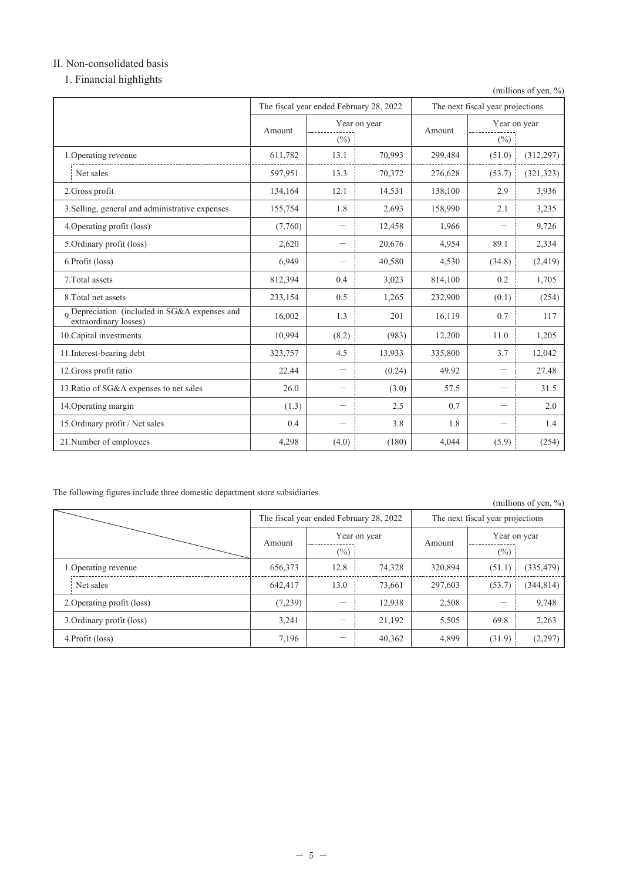## II. Non-consolidated basis

### 1. Financial highlights

(millions of yen, %)

| | The fiscal year ended February 28, 2022 | | | The next fiscal year projections | | |
|---|---|---|---|---|---|---|
| | Amount | Year on year | | Amount | Year on year | |
| | | (%) | | | (%) | |
| 1.Operating revenue | 611,782 | 13.1 | 70,993 | 299,484 | (51.0) | (312,297) |
| Net sales | 597,951 | 13.3 | 70,372 | 276,628 | (53.7) | (321,323) |
| 2.Gross profit | 134,164 | 12.1 | 14,531 | 138,100 | 2.9 | 3,936 |
| 3.Selling, general and administrative expenses | 155,754 | 1.8 | 2,693 | 158,990 | 2.1 | 3,235 |
| 4.Operating profit (loss) | (7,760) | ― | 12,458 | 1,966 | ― | 9,726 |
| 5.Ordinary profit (loss) | 2,620 | ― | 20,676 | 4,954 | 89.1 | 2,334 |
| 6.Profit (loss) | 6,949 | ― | 40,580 | 4,530 | (34.8) | (2,419) |
| 7.Total assets | 812,394 | 0.4 | 3,023 | 814,100 | 0.2 | 1,705 |
| 8.Total net assets | 233,154 | 0.5 | 1,265 | 232,900 | (0.1) | (254) |
| 9.Depreciation (included in SG&A expenses and extraordinary losses) | 16,002 | 1.3 | 201 | 16,119 | 0.7 | 117 |
| 10.Capital investments | 10,994 | (8.2) | (983) | 12,200 | 11.0 | 1,205 |
| 11.Interest-bearing debt | 323,757 | 4.5 | 13,933 | 335,800 | 3.7 | 12,042 |
| 12.Gross profit ratio | 22.44 | ― | (0.24) | 49.92 | ― | 27.48 |
| 13.Ratio of SG&A expenses to net sales | 26.0 | ― | (3.0) | 57.5 | ― | 31.5 |
| 14.Operating margin | (1.3) | ― | 2.5 | 0.7 | ― | 2.0 |
| 15.Ordinary profit / Net sales | 0.4 | ― | 3.8 | 1.8 | ― | 1.4 |
| 21.Number of employees | 4,298 | (4.0) | (180) | 4,044 | (5.9) | (254) |

The following figures include three domestic department store subsidiaries.

(millions of yen, %)

| | The fiscal year ended February 28, 2022 | | | The next fiscal year projections | | |
|---|---|---|---|---|---|---|
| | Amount | Year on year | | Amount | Year on year | |
| | | (%) | | | (%) | |
| 1.Operating revenue | 656,373 | 12.8 | 74,328 | 320,894 | (51.1) | (335,479) |
| Net sales | 642,417 | 13.0 | 73,661 | 297,603 | (53.7) | (344,814) |
| 2.Operating profit (loss) | (7,239) | ― | 12,938 | 2,508 | ― | 9,748 |
| 3.Ordinary profit (loss) | 3,241 | ― | 21,192 | 5,505 | 69.8 | 2,263 |
| 4.Profit (loss) | 7,196 | ― | 40,362 | 4,899 | (31.9) | (2,297) |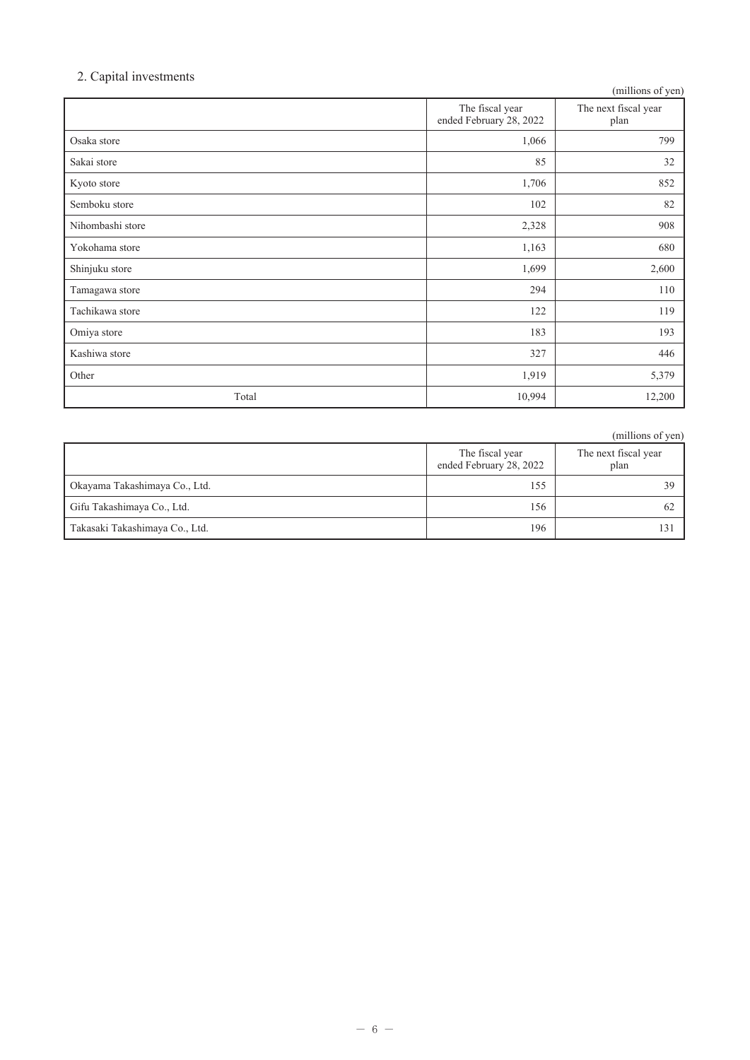## 2. Capital investments

(millions of yen)

| | The fiscal year ended February 28, 2022 | The next fiscal year plan |
|---|---|---|
| Osaka store | 1,066 | 799 |
| Sakai store | 85 | 32 |
| Kyoto store | 1,706 | 852 |
| Semboku store | 102 | 82 |
| Nihombashi store | 2,328 | 908 |
| Yokohama store | 1,163 | 680 |
| Shinjuku store | 1,699 | 2,600 |
| Tamagawa store | 294 | 110 |
| Tachikawa store | 122 | 119 |
| Omiya store | 183 | 193 |
| Kashiwa store | 327 | 446 |
| Other | 1,919 | 5,379 |
| Total | 10,994 | 12,200 |

(millions of yen)

| | The fiscal year ended February 28, 2022 | The next fiscal year plan |
|---|---|---|
| Okayama Takashimaya Co., Ltd. | 155 | 39 |
| Gifu Takashimaya Co., Ltd. | 156 | 62 |
| Takasaki Takashimaya Co., Ltd. | 196 | 131 |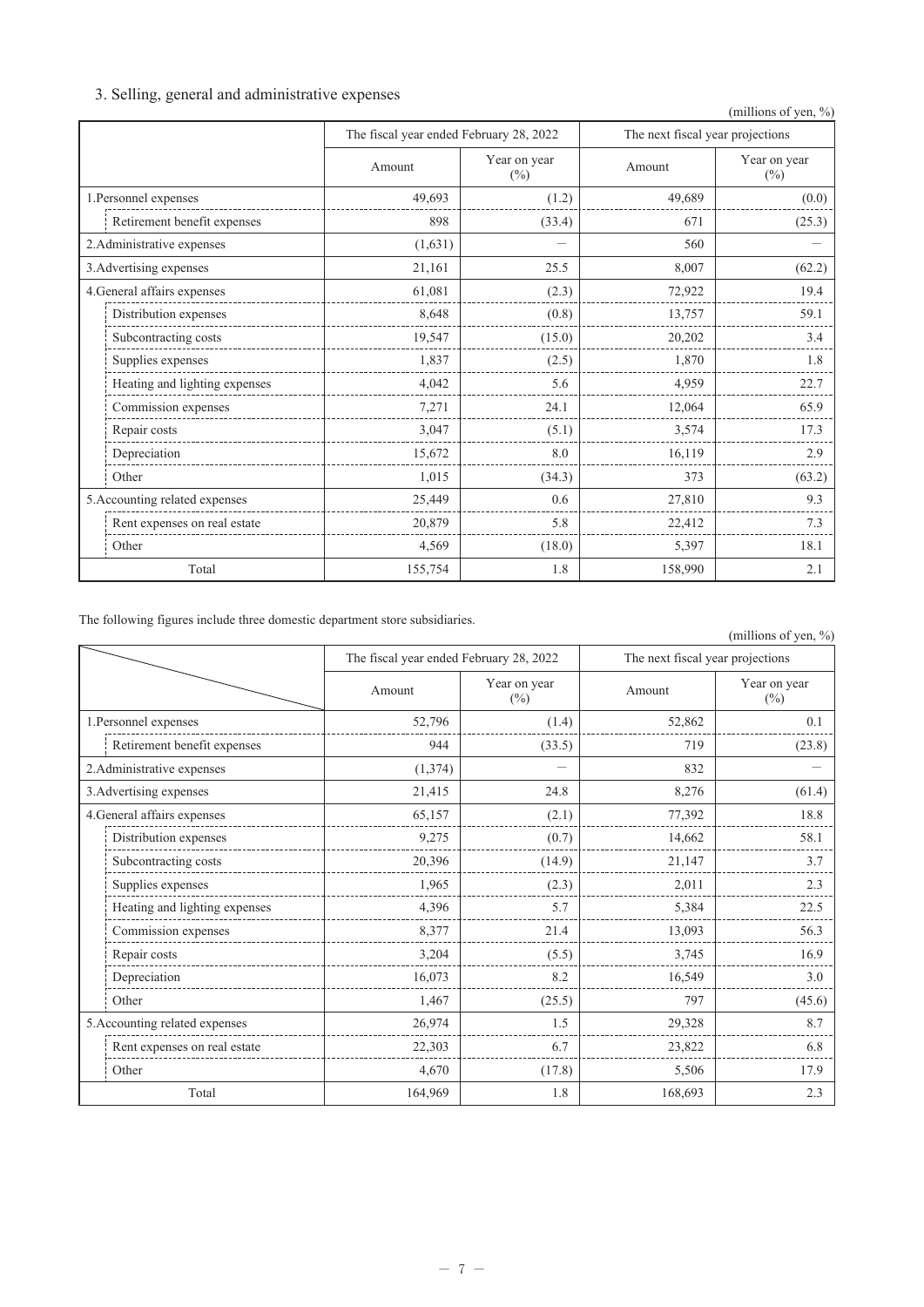### 3. Selling, general and administrative expenses

(millions of yen, %)

| | The fiscal year ended February 28, 2022 | | The next fiscal year projections | |
|---|---|---|---|---|
| | Amount | Year on year (%) | Amount | Year on year (%) |
| 1.Personnel expenses | 49,693 | (1.2) | 49,689 | (0.0) |
| Retirement benefit expenses | 898 | (33.4) | 671 | (25.3) |
| 2.Administrative expenses | (1,631) | － | 560 | － |
| 3.Advertising expenses | 21,161 | 25.5 | 8,007 | (62.2) |
| 4.General affairs expenses | 61,081 | (2.3) | 72,922 | 19.4 |
| Distribution expenses | 8,648 | (0.8) | 13,757 | 59.1 |
| Subcontracting costs | 19,547 | (15.0) | 20,202 | 3.4 |
| Supplies expenses | 1,837 | (2.5) | 1,870 | 1.8 |
| Heating and lighting expenses | 4,042 | 5.6 | 4,959 | 22.7 |
| Commission expenses | 7,271 | 24.1 | 12,064 | 65.9 |
| Repair costs | 3,047 | (5.1) | 3,574 | 17.3 |
| Depreciation | 15,672 | 8.0 | 16,119 | 2.9 |
| Other | 1,015 | (34.3) | 373 | (63.2) |
| 5.Accounting related expenses | 25,449 | 0.6 | 27,810 | 9.3 |
| Rent expenses on real estate | 20,879 | 5.8 | 22,412 | 7.3 |
| Other | 4,569 | (18.0) | 5,397 | 18.1 |
| Total | 155,754 | 1.8 | 158,990 | 2.1 |

The following figures include three domestic department store subsidiaries.

(millions of yen, %)

| | The fiscal year ended February 28, 2022 | | The next fiscal year projections | |
|---|---|---|---|---|
| | Amount | Year on year (%) | Amount | Year on year (%) |
| 1.Personnel expenses | 52,796 | (1.4) | 52,862 | 0.1 |
| Retirement benefit expenses | 944 | (33.5) | 719 | (23.8) |
| 2.Administrative expenses | (1,374) | － | 832 | － |
| 3.Advertising expenses | 21,415 | 24.8 | 8,276 | (61.4) |
| 4.General affairs expenses | 65,157 | (2.1) | 77,392 | 18.8 |
| Distribution expenses | 9,275 | (0.7) | 14,662 | 58.1 |
| Subcontracting costs | 20,396 | (14.9) | 21,147 | 3.7 |
| Supplies expenses | 1,965 | (2.3) | 2,011 | 2.3 |
| Heating and lighting expenses | 4,396 | 5.7 | 5,384 | 22.5 |
| Commission expenses | 8,377 | 21.4 | 13,093 | 56.3 |
| Repair costs | 3,204 | (5.5) | 3,745 | 16.9 |
| Depreciation | 16,073 | 8.2 | 16,549 | 3.0 |
| Other | 1,467 | (25.5) | 797 | (45.6) |
| 5.Accounting related expenses | 26,974 | 1.5 | 29,328 | 8.7 |
| Rent expenses on real estate | 22,303 | 6.7 | 23,822 | 6.8 |
| Other | 4,670 | (17.8) | 5,506 | 17.9 |
| Total | 164,969 | 1.8 | 168,693 | 2.3 |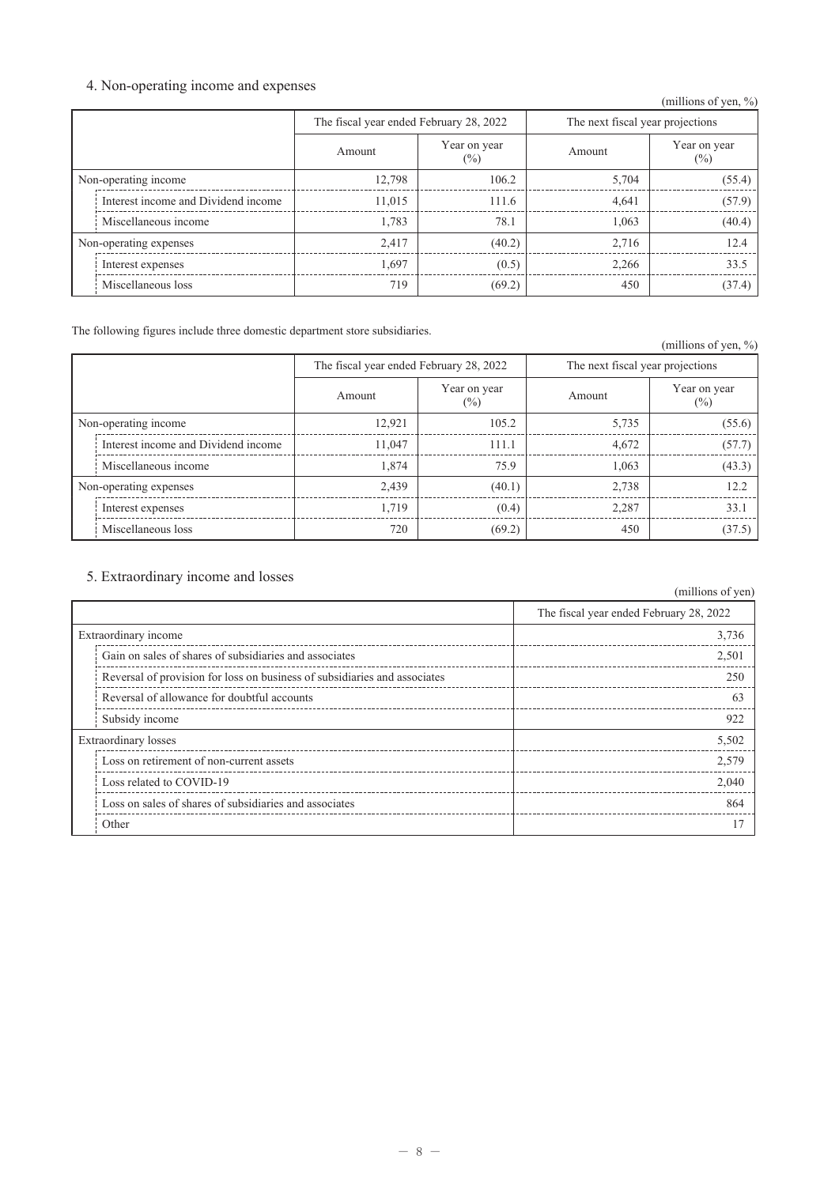## 4. Non-operating income and expenses

(millions of yen, %)

| | The fiscal year ended February 28, 2022 | | The next fiscal year projections | |
|---|---|---|---|---|
| | Amount | Year on year (%) | Amount | Year on year (%) |
| Non-operating income | 12,798 | 106.2 | 5,704 | (55.4) |
| Interest income and Dividend income | 11,015 | 111.6 | 4,641 | (57.9) |
| Miscellaneous income | 1,783 | 78.1 | 1,063 | (40.4) |
| Non-operating expenses | 2,417 | (40.2) | 2,716 | 12.4 |
| Interest expenses | 1,697 | (0.5) | 2,266 | 33.5 |
| Miscellaneous loss | 719 | (69.2) | 450 | (37.4) |

The following figures include three domestic department store subsidiaries.

(millions of yen, %)

| | The fiscal year ended February 28, 2022 | | The next fiscal year projections | |
|---|---|---|---|---|
| | Amount | Year on year (%) | Amount | Year on year (%) |
| Non-operating income | 12,921 | 105.2 | 5,735 | (55.6) |
| Interest income and Dividend income | 11,047 | 111.1 | 4,672 | (57.7) |
| Miscellaneous income | 1,874 | 75.9 | 1,063 | (43.3) |
| Non-operating expenses | 2,439 | (40.1) | 2,738 | 12.2 |
| Interest expenses | 1,719 | (0.4) | 2,287 | 33.1 |
| Miscellaneous loss | 720 | (69.2) | 450 | (37.5) |

## 5. Extraordinary income and losses

(millions of yen)

| | The fiscal year ended February 28, 2022 |
|---|---|
| Extraordinary income | 3,736 |
| Gain on sales of shares of subsidiaries and associates | 2,501 |
| Reversal of provision for loss on business of subsidiaries and associates | 250 |
| Reversal of allowance for doubtful accounts | 63 |
| Subsidy income | 922 |
| Extraordinary losses | 5,502 |
| Loss on retirement of non-current assets | 2,579 |
| Loss related to COVID-19 | 2,040 |
| Loss on sales of shares of subsidiaries and associates | 864 |
| Other | 17 |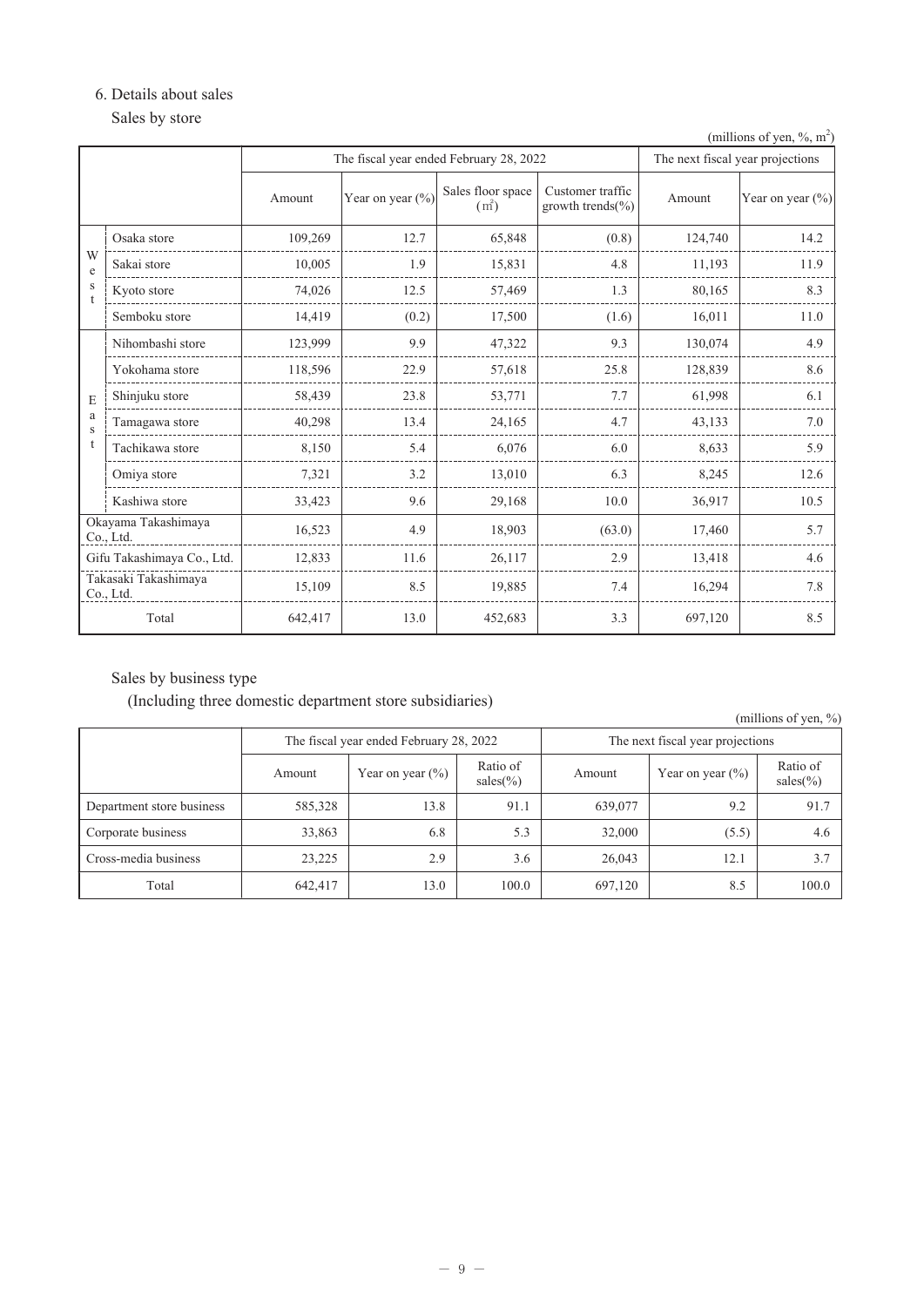## 6. Details about sales

### Sales by store

(millions of yen, %, m²)

| | | The fiscal year ended February 28, 2022 | | | | The next fiscal year projections | |
|---|---|---|---|---|---|---|---|
| | | Amount | Year on year (%) | Sales floor space (m²) | Customer traffic growth trends(%) | Amount | Year on year (%) |
| West | Osaka store | 109,269 | 12.7 | 65,848 | (0.8) | 124,740 | 14.2 |
| | Sakai store | 10,005 | 1.9 | 15,831 | 4.8 | 11,193 | 11.9 |
| | Kyoto store | 74,026 | 12.5 | 57,469 | 1.3 | 80,165 | 8.3 |
| | Semboku store | 14,419 | (0.2) | 17,500 | (1.6) | 16,011 | 11.0 |
| East | Nihombashi store | 123,999 | 9.9 | 47,322 | 9.3 | 130,074 | 4.9 |
| | Yokohama store | 118,596 | 22.9 | 57,618 | 25.8 | 128,839 | 8.6 |
| | Shinjuku store | 58,439 | 23.8 | 53,771 | 7.7 | 61,998 | 6.1 |
| | Tamagawa store | 40,298 | 13.4 | 24,165 | 4.7 | 43,133 | 7.0 |
| | Tachikawa store | 8,150 | 5.4 | 6,076 | 6.0 | 8,633 | 5.9 |
| | Omiya store | 7,321 | 3.2 | 13,010 | 6.3 | 8,245 | 12.6 |
| | Kashiwa store | 33,423 | 9.6 | 29,168 | 10.0 | 36,917 | 10.5 |
| Okayama Takashimaya Co., Ltd. | | 16,523 | 4.9 | 18,903 | (63.0) | 17,460 | 5.7 |
| Gifu Takashimaya Co., Ltd. | | 12,833 | 11.6 | 26,117 | 2.9 | 13,418 | 4.6 |
| Takasaki Takashimaya Co., Ltd. | | 15,109 | 8.5 | 19,885 | 7.4 | 16,294 | 7.8 |
| Total | | 642,417 | 13.0 | 452,683 | 3.3 | 697,120 | 8.5 |

### Sales by business type

(Including three domestic department store subsidiaries)

(millions of yen, %)

| | The fiscal year ended February 28, 2022 | | | The next fiscal year projections | | |
|---|---|---|---|---|---|---|
| | Amount | Year on year (%) | Ratio of sales(%) | Amount | Year on year (%) | Ratio of sales(%) |
| Department store business | 585,328 | 13.8 | 91.1 | 639,077 | 9.2 | 91.7 |
| Corporate business | 33,863 | 6.8 | 5.3 | 32,000 | (5.5) | 4.6 |
| Cross-media business | 23,225 | 2.9 | 3.6 | 26,043 | 12.1 | 3.7 |
| Total | 642,417 | 13.0 | 100.0 | 697,120 | 8.5 | 100.0 |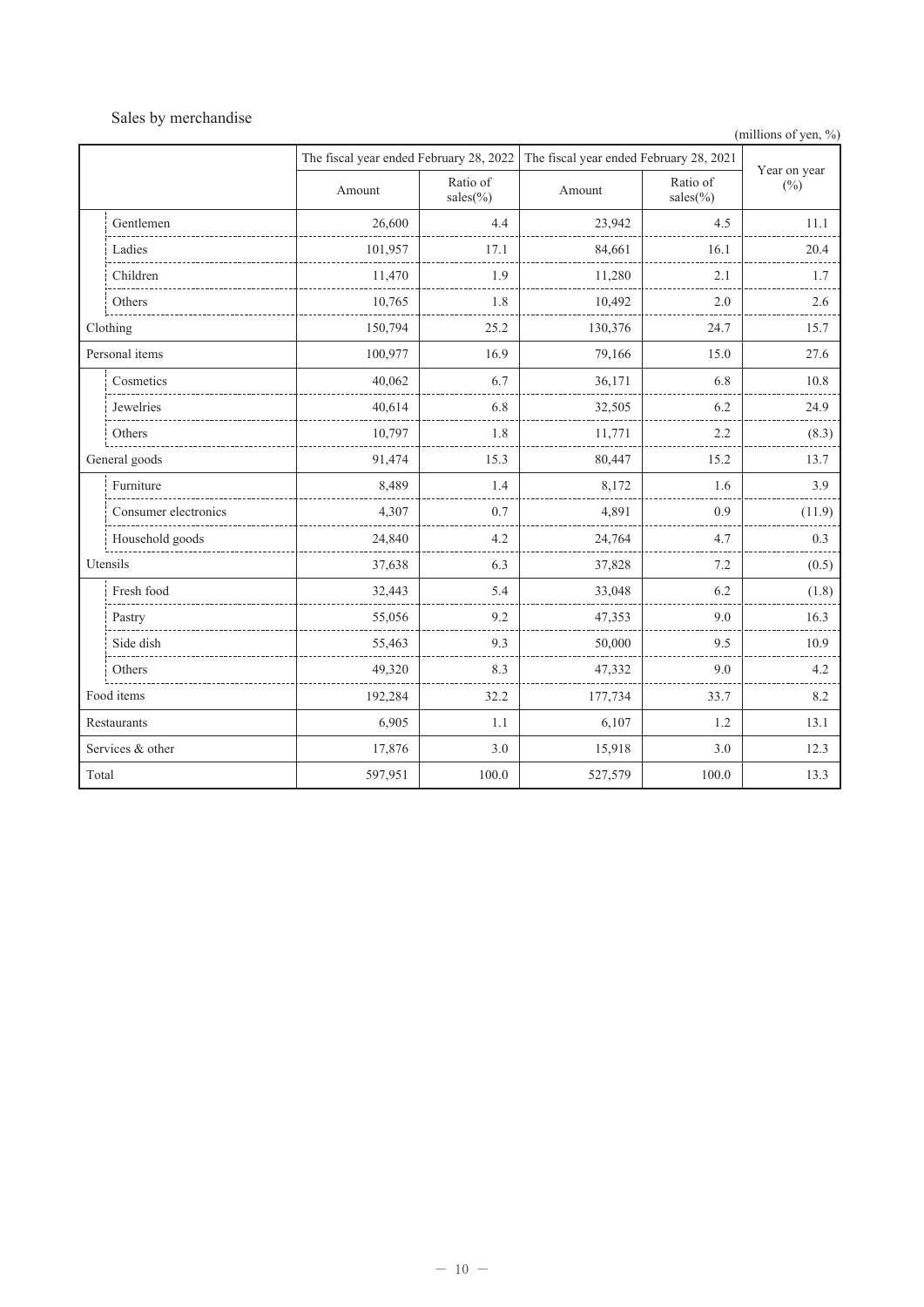## Sales by merchandise

(millions of yen, %)

| | The fiscal year ended February 28, 2022 | | The fiscal year ended February 28, 2021 | | Year on year (%) |
|---|---|---|---|---|---|
| | Amount | Ratio of sales(%) | Amount | Ratio of sales(%) | |
| Gentlemen | 26,600 | 4.4 | 23,942 | 4.5 | 11.1 |
| Ladies | 101,957 | 17.1 | 84,661 | 16.1 | 20.4 |
| Children | 11,470 | 1.9 | 11,280 | 2.1 | 1.7 |
| Others | 10,765 | 1.8 | 10,492 | 2.0 | 2.6 |
| Clothing | 150,794 | 25.2 | 130,376 | 24.7 | 15.7 |
| Personal items | 100,977 | 16.9 | 79,166 | 15.0 | 27.6 |
| Cosmetics | 40,062 | 6.7 | 36,171 | 6.8 | 10.8 |
| Jewelries | 40,614 | 6.8 | 32,505 | 6.2 | 24.9 |
| Others | 10,797 | 1.8 | 11,771 | 2.2 | (8.3) |
| General goods | 91,474 | 15.3 | 80,447 | 15.2 | 13.7 |
| Furniture | 8,489 | 1.4 | 8,172 | 1.6 | 3.9 |
| Consumer electronics | 4,307 | 0.7 | 4,891 | 0.9 | (11.9) |
| Household goods | 24,840 | 4.2 | 24,764 | 4.7 | 0.3 |
| Utensils | 37,638 | 6.3 | 37,828 | 7.2 | (0.5) |
| Fresh food | 32,443 | 5.4 | 33,048 | 6.2 | (1.8) |
| Pastry | 55,056 | 9.2 | 47,353 | 9.0 | 16.3 |
| Side dish | 55,463 | 9.3 | 50,000 | 9.5 | 10.9 |
| Others | 49,320 | 8.3 | 47,332 | 9.0 | 4.2 |
| Food items | 192,284 | 32.2 | 177,734 | 33.7 | 8.2 |
| Restaurants | 6,905 | 1.1 | 6,107 | 1.2 | 13.1 |
| Services & other | 17,876 | 3.0 | 15,918 | 3.0 | 12.3 |
| Total | 597,951 | 100.0 | 527,579 | 100.0 | 13.3 |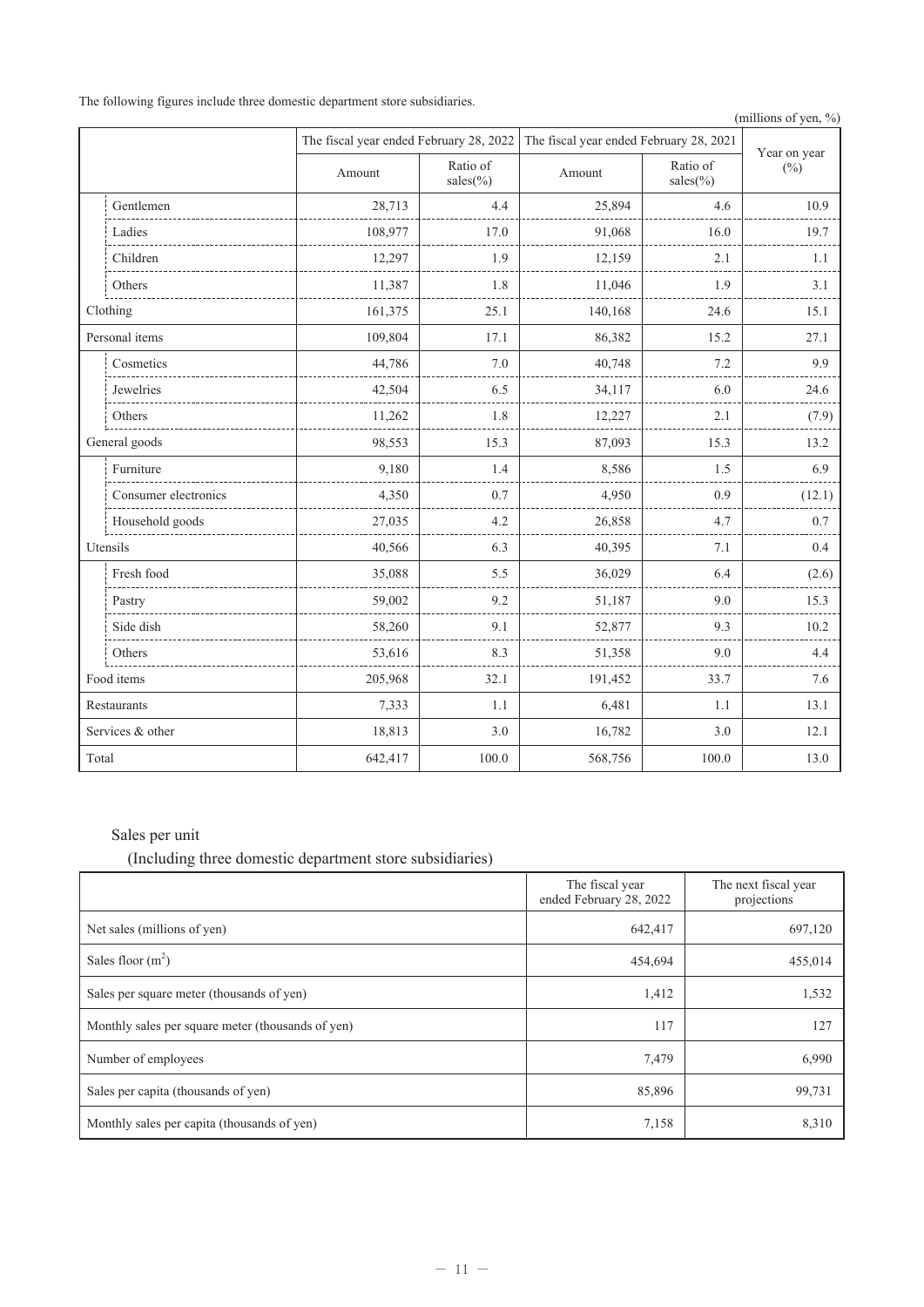The following figures include three domestic department store subsidiaries.

(millions of yen, %)

| | The fiscal year ended February 28, 2022 | | The fiscal year ended February 28, 2021 | | Year on year (%) |
|---|---|---|---|---|---|
| | Amount | Ratio of sales(%) | Amount | Ratio of sales(%) | |
| Gentlemen | 28,713 | 4.4 | 25,894 | 4.6 | 10.9 |
| Ladies | 108,977 | 17.0 | 91,068 | 16.0 | 19.7 |
| Children | 12,297 | 1.9 | 12,159 | 2.1 | 1.1 |
| Others | 11,387 | 1.8 | 11,046 | 1.9 | 3.1 |
| Clothing | 161,375 | 25.1 | 140,168 | 24.6 | 15.1 |
| Personal items | 109,804 | 17.1 | 86,382 | 15.2 | 27.1 |
| Cosmetics | 44,786 | 7.0 | 40,748 | 7.2 | 9.9 |
| Jewelries | 42,504 | 6.5 | 34,117 | 6.0 | 24.6 |
| Others | 11,262 | 1.8 | 12,227 | 2.1 | (7.9) |
| General goods | 98,553 | 15.3 | 87,093 | 15.3 | 13.2 |
| Furniture | 9,180 | 1.4 | 8,586 | 1.5 | 6.9 |
| Consumer electronics | 4,350 | 0.7 | 4,950 | 0.9 | (12.1) |
| Household goods | 27,035 | 4.2 | 26,858 | 4.7 | 0.7 |
| Utensils | 40,566 | 6.3 | 40,395 | 7.1 | 0.4 |
| Fresh food | 35,088 | 5.5 | 36,029 | 6.4 | (2.6) |
| Pastry | 59,002 | 9.2 | 51,187 | 9.0 | 15.3 |
| Side dish | 58,260 | 9.1 | 52,877 | 9.3 | 10.2 |
| Others | 53,616 | 8.3 | 51,358 | 9.0 | 4.4 |
| Food items | 205,968 | 32.1 | 191,452 | 33.7 | 7.6 |
| Restaurants | 7,333 | 1.1 | 6,481 | 1.1 | 13.1 |
| Services & other | 18,813 | 3.0 | 16,782 | 3.0 | 12.1 |
| Total | 642,417 | 100.0 | 568,756 | 100.0 | 13.0 |

Sales per unit

(Including three domestic department store subsidiaries)

| | The fiscal year ended February 28, 2022 | The next fiscal year projections |
|---|---|---|
| Net sales (millions of yen) | 642,417 | 697,120 |
| Sales floor ($m^2$) | 454,694 | 455,014 |
| Sales per square meter (thousands of yen) | 1,412 | 1,532 |
| Monthly sales per square meter (thousands of yen) | 117 | 127 |
| Number of employees | 7,479 | 6,990 |
| Sales per capita (thousands of yen) | 85,896 | 99,731 |
| Monthly sales per capita (thousands of yen) | 7,158 | 8,310 |